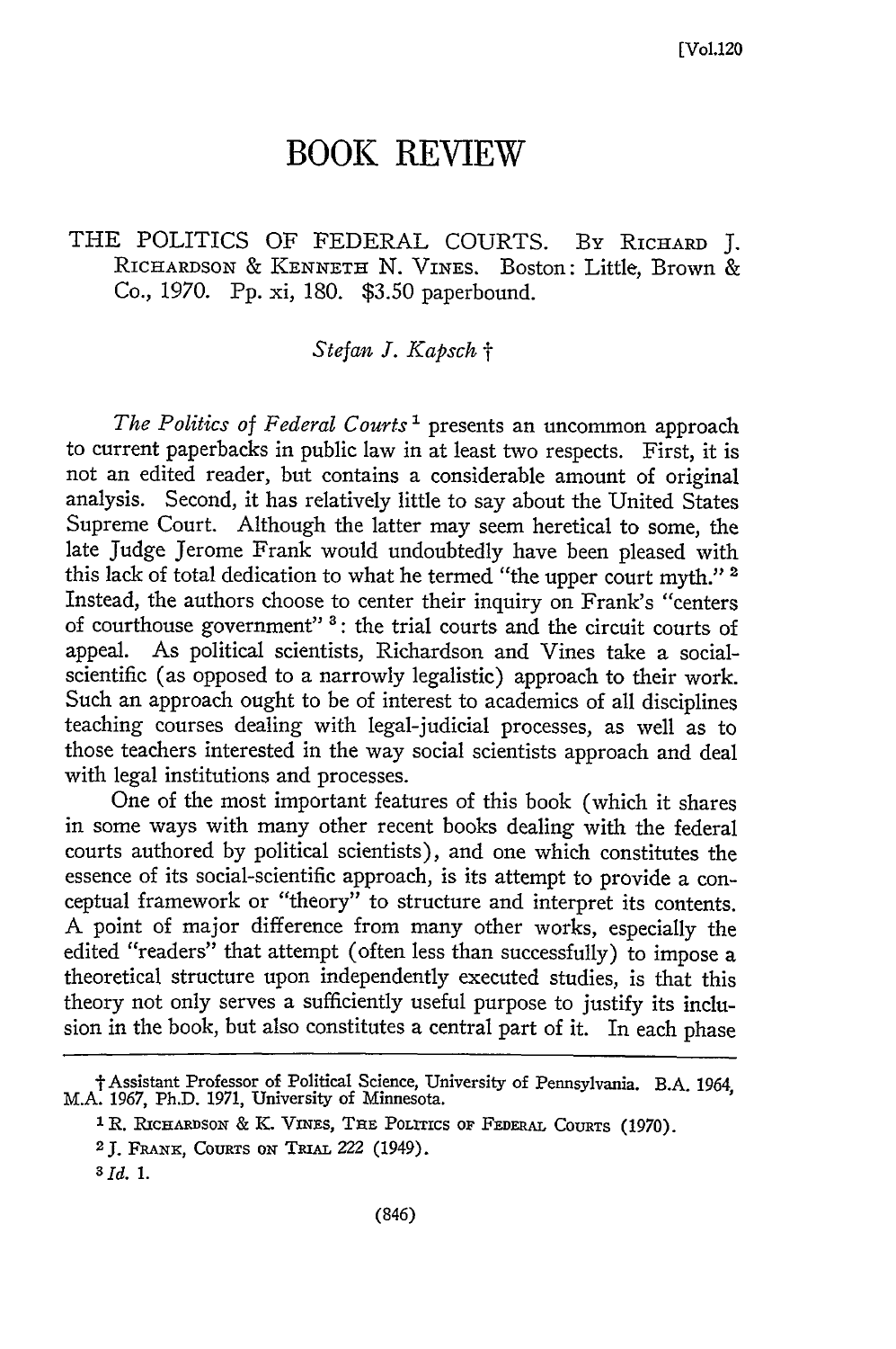# BOOK REVIEW

THE POLITICS OF FEDERAL COURTS. By RICHARD J. RICHARDSON & KENNETH N. VINES. Boston: Little, Brown & Co., 1970. Pp. xi, 180. $3.50 paperbound.

*Stefan J. Kapsch* †

*The Politics of Federal Courts*[1] presents an uncommon approach to current paperbacks in public law in at least two respects. First, it is not an edited reader, but contains a considerable amount of original analysis. Second, it has relatively little to say about the United States Supreme Court. Although the latter may seem heretical to some, the late Judge Jerome Frank would undoubtedly have been pleased with this lack of total dedication to what he termed "the upper court myth."[2] Instead, the authors choose to center their inquiry on Frank's "centers of courthouse government"[3]: the trial courts and the circuit courts of appeal. As political scientists, Richardson and Vines take a social-scientific (as opposed to a narrowly legalistic) approach to their work. Such an approach ought to be of interest to academics of all disciplines teaching courses dealing with legal-judicial processes, as well as to those teachers interested in the way social scientists approach and deal with legal institutions and processes.

One of the most important features of this book (which it shares in some ways with many other recent books dealing with the federal courts authored by political scientists), and one which constitutes the essence of its social-scientific approach, is its attempt to provide a conceptual framework or "theory" to structure and interpret its contents. A point of major difference from many other works, especially the edited "readers" that attempt (often less than successfully) to impose a theoretical structure upon independently executed studies, is that this theory not only serves a sufficiently useful purpose to justify its inclusion in the book, but also constitutes a central part of it. In each phase

---

† Assistant Professor of Political Science, University of Pennsylvania. B.A. 1964, M.A. 1967, Ph.D. 1971, University of Minnesota.

[1] R. RICHARDSON & K. VINES, THE POLITICS OF FEDERAL COURTS (1970).

[2] J. FRANK, COURTS ON TRIAL 222 (1949).

[3] *Id.* 1.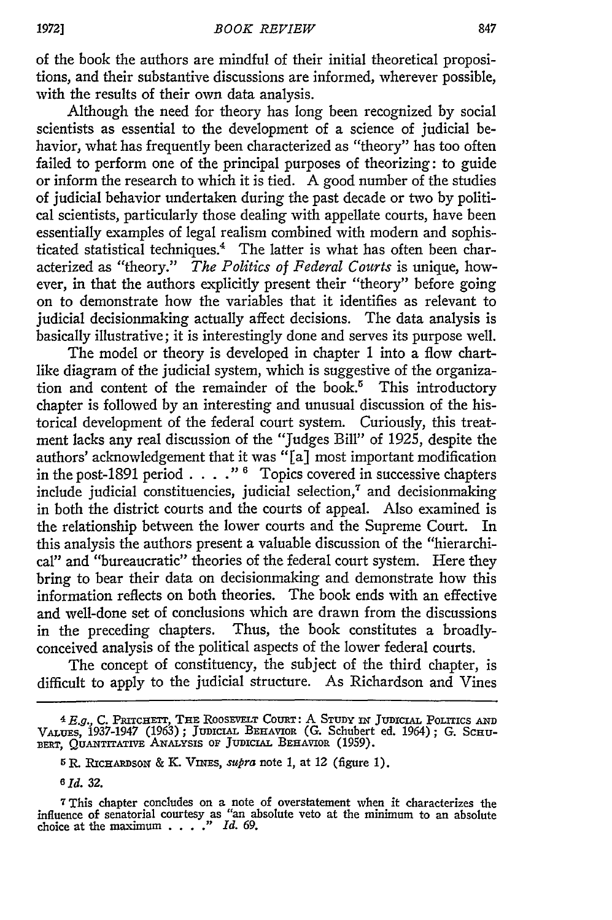of the book the authors are mindful of their initial theoretical propositions, and their substantive discussions are informed, wherever possible, with the results of their own data analysis.

Although the need for theory has long been recognized by social scientists as essential to the development of a science of judicial behavior, what has frequently been characterized as "theory" has too often failed to perform one of the principal purposes of theorizing: to guide or inform the research to which it is tied. A good number of the studies of judicial behavior undertaken during the past decade or two by political scientists, particularly those dealing with appellate courts, have been essentially examples of legal realism combined with modern and sophisticated statistical techniques.[4] The latter is what has often been characterized as "theory." *The Politics of Federal Courts* is unique, however, in that the authors explicitly present their "theory" before going on to demonstrate how the variables that it identifies as relevant to judicial decisionmaking actually affect decisions. The data analysis is basically illustrative; it is interestingly done and serves its purpose well.

The model or theory is developed in chapter 1 into a flow chart-like diagram of the judicial system, which is suggestive of the organization and content of the remainder of the book.[5] This introductory chapter is followed by an interesting and unusual discussion of the historical development of the federal court system. Curiously, this treatment lacks any real discussion of the "Judges Bill" of 1925, despite the authors' acknowledgement that it was "[a] most important modification in the post-1891 period . . . ."[6] Topics covered in successive chapters include judicial constituencies, judicial selection,[7] and decisionmaking in both the district courts and the courts of appeal. Also examined is the relationship between the lower courts and the Supreme Court. In this analysis the authors present a valuable discussion of the "hierarchical" and "bureaucratic" theories of the federal court system. Here they bring to bear their data on decisionmaking and demonstrate how this information reflects on both theories. The book ends with an effective and well-done set of conclusions which are drawn from the discussions in the preceding chapters. Thus, the book constitutes a broadly-conceived analysis of the political aspects of the lower federal courts.

The concept of constituency, the subject of the third chapter, is difficult to apply to the judicial structure. As Richardson and Vines

---

[4] *E.g.*, C. Pritchett, The Roosevelt Court: A Study in Judicial Politics and Values, 1937-1947 (1963); Judicial Behavior (G. Schubert ed. 1964); G. Schubert, Quantitative Analysis of Judicial Behavior (1959).

[5] R. Richardson & K. Vines, *supra* note 1, at 12 (figure 1).

[6] *Id.* 32.

[7] This chapter concludes on a note of overstatement when it characterizes the influence of senatorial courtesy as "an absolute veto at the minimum to an absolute choice at the maximum . . . ." *Id.* 69.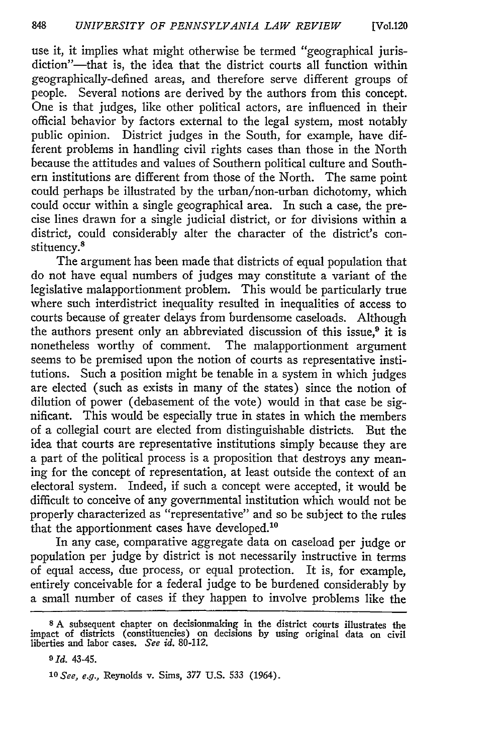use it, it implies what might otherwise be termed "geographical jurisdiction"—that is, the idea that the district courts all function within geographically-defined areas, and therefore serve different groups of people. Several notions are derived by the authors from this concept. One is that judges, like other political actors, are influenced in their official behavior by factors external to the legal system, most notably public opinion. District judges in the South, for example, have different problems in handling civil rights cases than those in the North because the attitudes and values of Southern political culture and Southern institutions are different from those of the North. The same point could perhaps be illustrated by the urban/non-urban dichotomy, which could occur within a single geographical area. In such a case, the precise lines drawn for a single judicial district, or for divisions within a district, could considerably alter the character of the district's constituency.[8]

The argument has been made that districts of equal population that do not have equal numbers of judges may constitute a variant of the legislative malapportionment problem. This would be particularly true where such interdistrict inequality resulted in inequalities of access to courts because of greater delays from burdensome caseloads. Although the authors present only an abbreviated discussion of this issue,[9] it is nonetheless worthy of comment. The malapportionment argument seems to be premised upon the notion of courts as representative institutions. Such a position might be tenable in a system in which judges are elected (such as exists in many of the states) since the notion of dilution of power (debasement of the vote) would in that case be significant. This would be especially true in states in which the members of a collegial court are elected from distinguishable districts. But the idea that courts are representative institutions simply because they are a part of the political process is a proposition that destroys any meaning for the concept of representation, at least outside the context of an electoral system. Indeed, if such a concept were accepted, it would be difficult to conceive of any governmental institution which would not be properly characterized as "representative" and so be subject to the rules that the apportionment cases have developed.[10]

In any case, comparative aggregate data on caseload per judge or population per judge by district is not necessarily instructive in terms of equal access, due process, or equal protection. It is, for example, entirely conceivable for a federal judge to be burdened considerably by a small number of cases if they happen to involve problems like the

---

[8] A subsequent chapter on decisionmaking in the district courts illustrates the impact of districts (constituencies) on decisions by using original data on civil liberties and labor cases. *See id.* 80-112.

[9] *Id.* 43-45.

[10] *See, e.g.*, Reynolds v. Sims, 377 U.S. 533 (1964).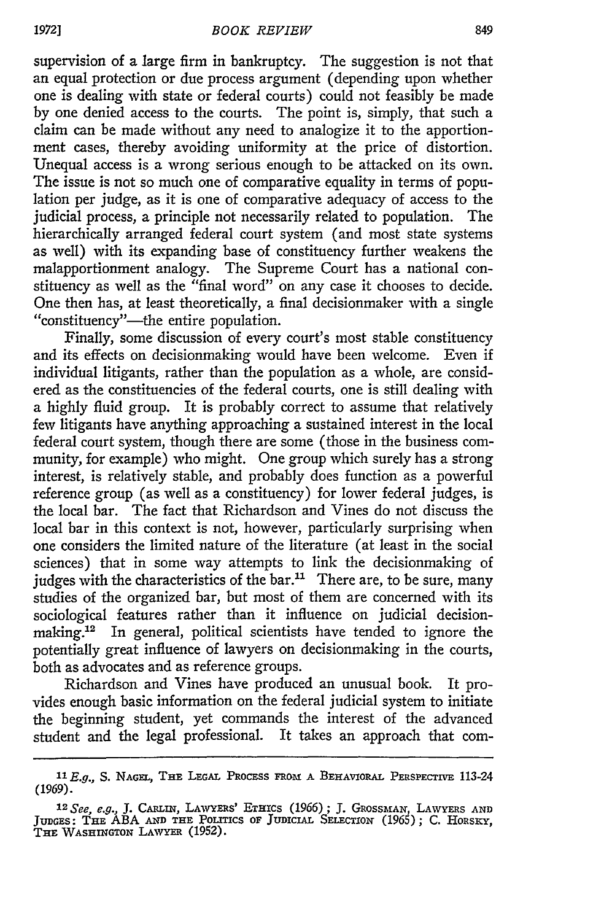supervision of a large firm in bankruptcy. The suggestion is not that an equal protection or due process argument (depending upon whether one is dealing with state or federal courts) could not feasibly be made by one denied access to the courts. The point is, simply, that such a claim can be made without any need to analogize it to the apportionment cases, thereby avoiding uniformity at the price of distortion. Unequal access is a wrong serious enough to be attacked on its own. The issue is not so much one of comparative equality in terms of population per judge, as it is one of comparative adequacy of access to the judicial process, a principle not necessarily related to population. The hierarchically arranged federal court system (and most state systems as well) with its expanding base of constituency further weakens the malapportionment analogy. The Supreme Court has a national constituency as well as the "final word" on any case it chooses to decide. One then has, at least theoretically, a final decisionmaker with a single "constituency"—the entire population.

Finally, some discussion of every court's most stable constituency and its effects on decisionmaking would have been welcome. Even if individual litigants, rather than the population as a whole, are considered as the constituencies of the federal courts, one is still dealing with a highly fluid group. It is probably correct to assume that relatively few litigants have anything approaching a sustained interest in the local federal court system, though there are some (those in the business community, for example) who might. One group which surely has a strong interest, is relatively stable, and probably does function as a powerful reference group (as well as a constituency) for lower federal judges, is the local bar. The fact that Richardson and Vines do not discuss the local bar in this context is not, however, particularly surprising when one considers the limited nature of the literature (at least in the social sciences) that in some way attempts to link the decisionmaking of judges with the characteristics of the bar.[11] There are, to be sure, many studies of the organized bar, but most of them are concerned with its sociological features rather than it influence on judicial decisionmaking.[12] In general, political scientists have tended to ignore the potentially great influence of lawyers on decisionmaking in the courts, both as advocates and as reference groups.

Richardson and Vines have produced an unusual book. It provides enough basic information on the federal judicial system to initiate the beginning student, yet commands the interest of the advanced student and the legal professional. It takes an approach that com-

---

[11] *E.g.*, S. NAGEL, THE LEGAL PROCESS FROM A BEHAVIORAL PERSPECTIVE 113-24 (1969).

[12] *See, e.g.*, J. CARLIN, LAWYERS' ETHICS (1966); J. GROSSMAN, LAWYERS AND JUDGES: THE ABA AND THE POLITICS OF JUDICIAL SELECTION (1965); C. HORSKY, THE WASHINGTON LAWYER (1952).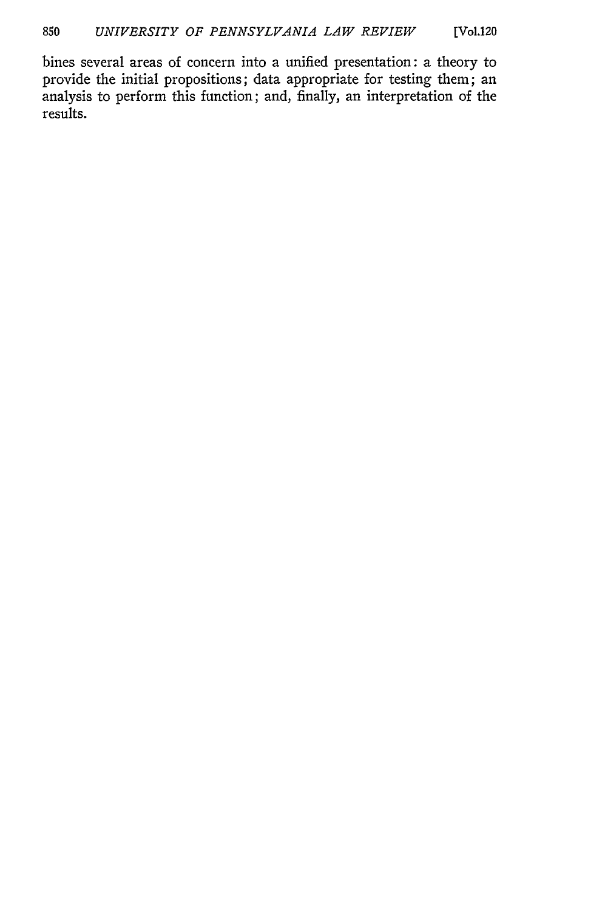bines several areas of concern into a unified presentation: a theory to provide the initial propositions; data appropriate for testing them; an analysis to perform this function; and, finally, an interpretation of the results.